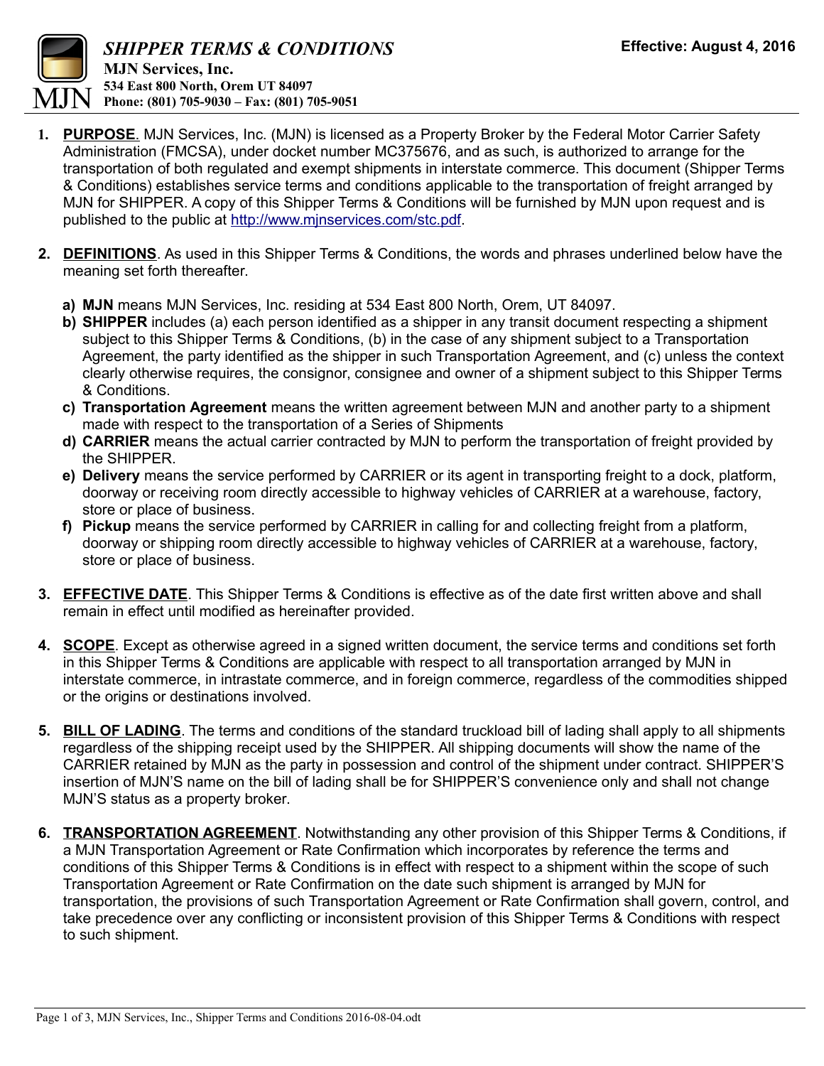# SHIPPER TERMS & CONDITIONS

**MJN Services, Inc.**
**534 East 800 North, Orem UT 84097**
**Phone: (801) 705-9030 – Fax: (801) 705-9051**

**Effective: August 4, 2016**

1. **PURPOSE**. MJN Services, Inc. (MJN) is licensed as a Property Broker by the Federal Motor Carrier Safety Administration (FMCSA), under docket number MC375676, and as such, is authorized to arrange for the transportation of both regulated and exempt shipments in interstate commerce. This document (Shipper Terms & Conditions) establishes service terms and conditions applicable to the transportation of freight arranged by MJN for SHIPPER. A copy of this Shipper Terms & Conditions will be furnished by MJN upon request and is published to the public at http://www.mjnservices.com/stc.pdf.

2. **DEFINITIONS**. As used in this Shipper Terms & Conditions, the words and phrases underlined below have the meaning set forth thereafter.

   a) **MJN** means MJN Services, Inc. residing at 534 East 800 North, Orem, UT 84097.
   b) **SHIPPER** includes (a) each person identified as a shipper in any transit document respecting a shipment subject to this Shipper Terms & Conditions, (b) in the case of any shipment subject to a Transportation Agreement, the party identified as the shipper in such Transportation Agreement, and (c) unless the context clearly otherwise requires, the consignor, consignee and owner of a shipment subject to this Shipper Terms & Conditions.
   c) **Transportation Agreement** means the written agreement between MJN and another party to a shipment made with respect to the transportation of a Series of Shipments
   d) **CARRIER** means the actual carrier contracted by MJN to perform the transportation of freight provided by the SHIPPER.
   e) **Delivery** means the service performed by CARRIER or its agent in transporting freight to a dock, platform, doorway or receiving room directly accessible to highway vehicles of CARRIER at a warehouse, factory, store or place of business.
   f) **Pickup** means the service performed by CARRIER in calling for and collecting freight from a platform, doorway or shipping room directly accessible to highway vehicles of CARRIER at a warehouse, factory, store or place of business.

3. **EFFECTIVE DATE**. This Shipper Terms & Conditions is effective as of the date first written above and shall remain in effect until modified as hereinafter provided.

4. **SCOPE**. Except as otherwise agreed in a signed written document, the service terms and conditions set forth in this Shipper Terms & Conditions are applicable with respect to all transportation arranged by MJN in interstate commerce, in intrastate commerce, and in foreign commerce, regardless of the commodities shipped or the origins or destinations involved.

5. **BILL OF LADING**. The terms and conditions of the standard truckload bill of lading shall apply to all shipments regardless of the shipping receipt used by the SHIPPER. All shipping documents will show the name of the CARRIER retained by MJN as the party in possession and control of the shipment under contract. SHIPPER'S insertion of MJN'S name on the bill of lading shall be for SHIPPER'S convenience only and shall not change MJN'S status as a property broker.

6. **TRANSPORTATION AGREEMENT**. Notwithstanding any other provision of this Shipper Terms & Conditions, if a MJN Transportation Agreement or Rate Confirmation which incorporates by reference the terms and conditions of this Shipper Terms & Conditions is in effect with respect to a shipment within the scope of such Transportation Agreement or Rate Confirmation on the date such shipment is arranged by MJN for transportation, the provisions of such Transportation Agreement or Rate Confirmation shall govern, control, and take precedence over any conflicting or inconsistent provision of this Shipper Terms & Conditions with respect to such shipment.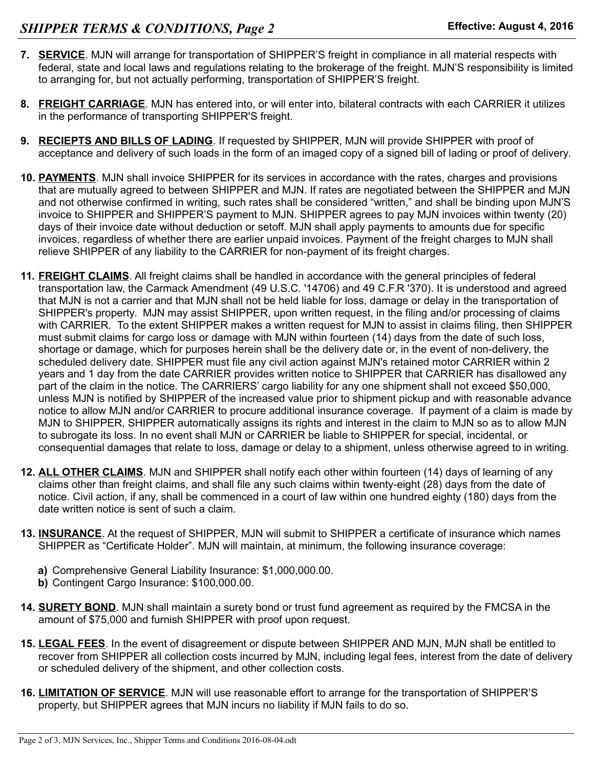7. **SERVICE**. MJN will arrange for transportation of SHIPPER'S freight in compliance in all material respects with federal, state and local laws and regulations relating to the brokerage of the freight. MJN'S responsibility is limited to arranging for, but not actually performing, transportation of SHIPPER'S freight.

8. **FREIGHT CARRIAGE**. MJN has entered into, or will enter into, bilateral contracts with each CARRIER it utilizes in the performance of transporting SHIPPER'S freight.

9. **RECIEPTS AND BILLS OF LADING**. If requested by SHIPPER, MJN will provide SHIPPER with proof of acceptance and delivery of such loads in the form of an imaged copy of a signed bill of lading or proof of delivery.

10. **PAYMENTS**. MJN shall invoice SHIPPER for its services in accordance with the rates, charges and provisions that are mutually agreed to between SHIPPER and MJN. If rates are negotiated between the SHIPPER and MJN and not otherwise confirmed in writing, such rates shall be considered "written," and shall be binding upon MJN'S invoice to SHIPPER and SHIPPER'S payment to MJN. SHIPPER agrees to pay MJN invoices within twenty (20) days of their invoice date without deduction or setoff. MJN shall apply payments to amounts due for specific invoices, regardless of whether there are earlier unpaid invoices. Payment of the freight charges to MJN shall relieve SHIPPER of any liability to the CARRIER for non-payment of its freight charges.

11. **FREIGHT CLAIMS**. All freight claims shall be handled in accordance with the general principles of federal transportation law, the Carmack Amendment (49 U.S.C. '14706) and 49 C.F.R '370). It is understood and agreed that MJN is not a carrier and that MJN shall not be held liable for loss, damage or delay in the transportation of SHIPPER's property. MJN may assist SHIPPER, upon written request, in the filing and/or processing of claims with CARRIER. To the extent SHIPPER makes a written request for MJN to assist in claims filing, then SHIPPER must submit claims for cargo loss or damage with MJN within fourteen (14) days from the date of such loss, shortage or damage, which for purposes herein shall be the delivery date or, in the event of non-delivery, the scheduled delivery date. SHIPPER must file any civil action against MJN's retained motor CARRIER within 2 years and 1 day from the date CARRIER provides written notice to SHIPPER that CARRIER has disallowed any part of the claim in the notice. The CARRIERS' cargo liability for any one shipment shall not exceed $50,000, unless MJN is notified by SHIPPER of the increased value prior to shipment pickup and with reasonable advance notice to allow MJN and/or CARRIER to procure additional insurance coverage. If payment of a claim is made by MJN to SHIPPER, SHIPPER automatically assigns its rights and interest in the claim to MJN so as to allow MJN to subrogate its loss. In no event shall MJN or CARRIER be liable to SHIPPER for special, incidental, or consequential damages that relate to loss, damage or delay to a shipment, unless otherwise agreed to in writing.

12. **ALL OTHER CLAIMS**. MJN and SHIPPER shall notify each other within fourteen (14) days of learning of any claims other than freight claims, and shall file any such claims within twenty-eight (28) days from the date of notice. Civil action, if any, shall be commenced in a court of law within one hundred eighty (180) days from the date written notice is sent of such a claim.

13. **INSURANCE**. At the request of SHIPPER, MJN will submit to SHIPPER a certificate of insurance which names SHIPPER as "Certificate Holder". MJN will maintain, at minimum, the following insurance coverage:

    **a)** Comprehensive General Liability Insurance: $1,000,000.00.
    **b)** Contingent Cargo Insurance: $100,000.00.

14. **SURETY BOND**. MJN shall maintain a surety bond or trust fund agreement as required by the FMCSA in the amount of $75,000 and furnish SHIPPER with proof upon request.

15. **LEGAL FEES**. In the event of disagreement or dispute between SHIPPER AND MJN, MJN shall be entitled to recover from SHIPPER all collection costs incurred by MJN, including legal fees, interest from the date of delivery or scheduled delivery of the shipment, and other collection costs.

16. **LIMITATION OF SERVICE**. MJN will use reasonable effort to arrange for the transportation of SHIPPER'S property, but SHIPPER agrees that MJN incurs no liability if MJN fails to do so.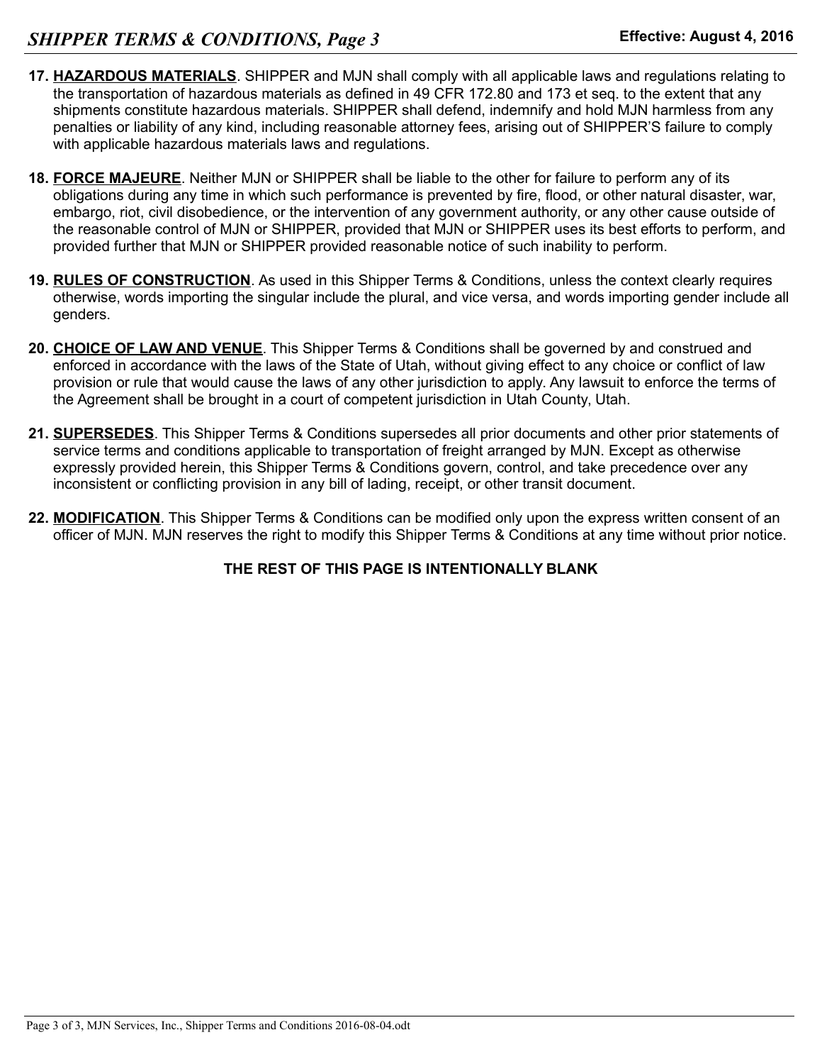17. **HAZARDOUS MATERIALS**. SHIPPER and MJN shall comply with all applicable laws and regulations relating to the transportation of hazardous materials as defined in 49 CFR 172.80 and 173 et seq. to the extent that any shipments constitute hazardous materials. SHIPPER shall defend, indemnify and hold MJN harmless from any penalties or liability of any kind, including reasonable attorney fees, arising out of SHIPPER'S failure to comply with applicable hazardous materials laws and regulations.

18. **FORCE MAJEURE**. Neither MJN or SHIPPER shall be liable to the other for failure to perform any of its obligations during any time in which such performance is prevented by fire, flood, or other natural disaster, war, embargo, riot, civil disobedience, or the intervention of any government authority, or any other cause outside of the reasonable control of MJN or SHIPPER, provided that MJN or SHIPPER uses its best efforts to perform, and provided further that MJN or SHIPPER provided reasonable notice of such inability to perform.

19. **RULES OF CONSTRUCTION**. As used in this Shipper Terms & Conditions, unless the context clearly requires otherwise, words importing the singular include the plural, and vice versa, and words importing gender include all genders.

20. **CHOICE OF LAW AND VENUE**. This Shipper Terms & Conditions shall be governed by and construed and enforced in accordance with the laws of the State of Utah, without giving effect to any choice or conflict of law provision or rule that would cause the laws of any other jurisdiction to apply. Any lawsuit to enforce the terms of the Agreement shall be brought in a court of competent jurisdiction in Utah County, Utah.

21. **SUPERSEDES**. This Shipper Terms & Conditions supersedes all prior documents and other prior statements of service terms and conditions applicable to transportation of freight arranged by MJN. Except as otherwise expressly provided herein, this Shipper Terms & Conditions govern, control, and take precedence over any inconsistent or conflicting provision in any bill of lading, receipt, or other transit document.

22. **MODIFICATION**. This Shipper Terms & Conditions can be modified only upon the express written consent of an officer of MJN. MJN reserves the right to modify this Shipper Terms & Conditions at any time without prior notice.

**THE REST OF THIS PAGE IS INTENTIONALLY BLANK**